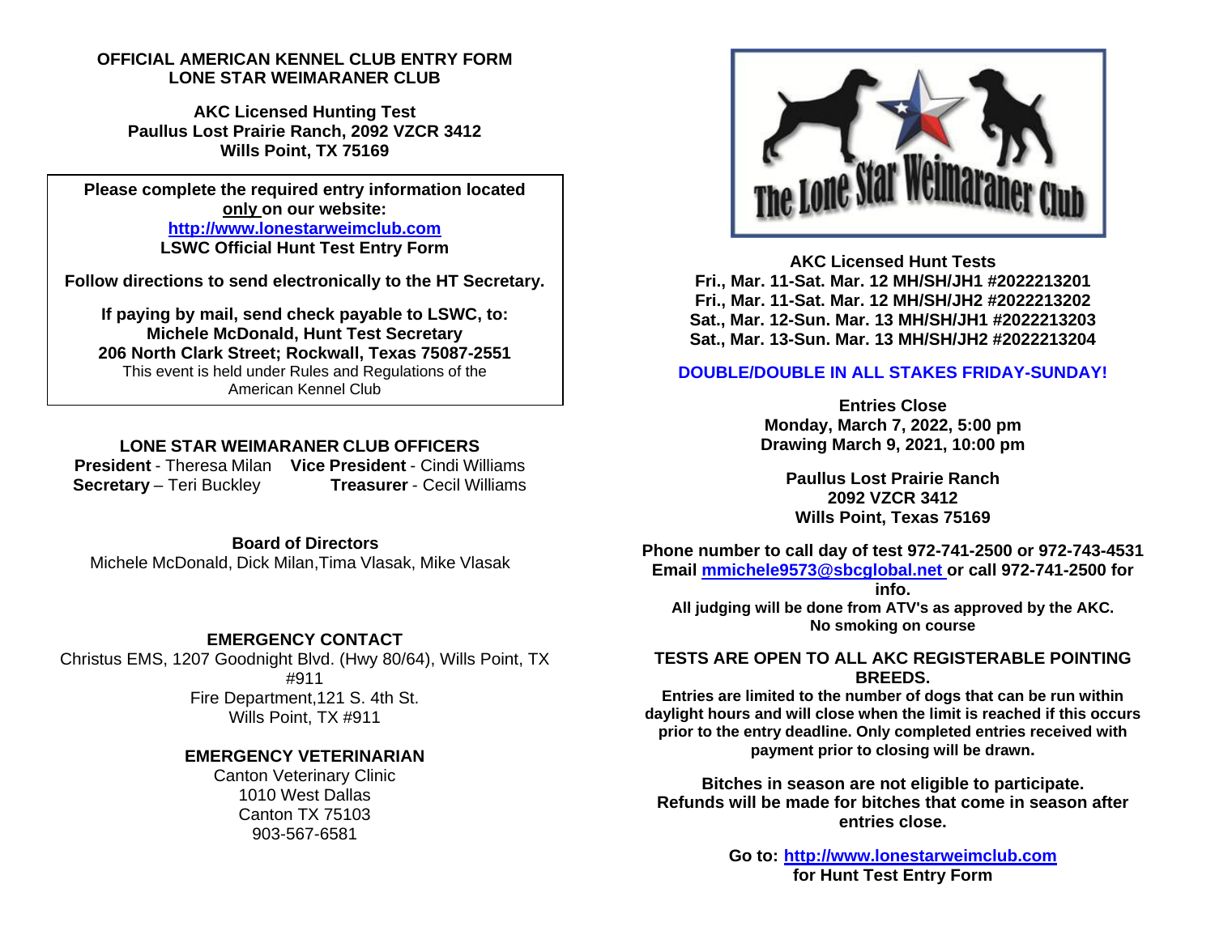**OFFICIAL AMERICAN KENNEL CLUB ENTRY FORM**
**LONE STAR WEIMARANER CLUB**

**AKC Licensed Hunting Test**
**Paullus Lost Prairie Ranch, 2092 VZCR 3412**
**Wills Point, TX 75169**

**Please complete the required entry information located only on our website:**
**http://www.lonestarweimclub.com**
**LSWC Official Hunt Test Entry Form**

**Follow directions to send electronically to the HT Secretary.**

**If paying by mail, send check payable to LSWC, to:**
**Michele McDonald, Hunt Test Secretary**
**206 North Clark Street; Rockwall, Texas 75087-2551**
This event is held under Rules and Regulations of the American Kennel Club

**LONE STAR WEIMARANER CLUB OFFICERS**

**President** - Theresa Milan **Vice President** - Cindi Williams
**Secretary** – Teri Buckley **Treasurer** - Cecil Williams

**Board of Directors**
Michele McDonald, Dick Milan,Tima Vlasak, Mike Vlasak

**EMERGENCY CONTACT**
Christus EMS, 1207 Goodnight Blvd. (Hwy 80/64), Wills Point, TX #911
Fire Department,121 S. 4th St.
Wills Point, TX #911

**EMERGENCY VETERINARIAN**
Canton Veterinary Clinic
1010 West Dallas
Canton TX 75103
903-567-6581

The Lone Star Weimaraner Club

**AKC Licensed Hunt Tests**
**Fri., Mar. 11-Sat. Mar. 12 MH/SH/JH1 #2022213201**
**Fri., Mar. 11-Sat. Mar. 12 MH/SH/JH2 #2022213202**
**Sat., Mar. 12-Sun. Mar. 13 MH/SH/JH1 #2022213203**
**Sat., Mar. 13-Sun. Mar. 13 MH/SH/JH2 #2022213204**

**DOUBLE/DOUBLE IN ALL STAKES FRIDAY-SUNDAY!**

**Entries Close**
**Monday, March 7, 2022, 5:00 pm**
**Drawing March 9, 2021, 10:00 pm**

**Paullus Lost Prairie Ranch**
**2092 VZCR 3412**
**Wills Point, Texas 75169**

**Phone number to call day of test 972-741-2500 or 972-743-4531**
**Email mmichele9573@sbcglobal.net or call 972-741-2500 for info.**
**All judging will be done from ATV's as approved by the AKC.**
**No smoking on course**

**TESTS ARE OPEN TO ALL AKC REGISTERABLE POINTING BREEDS.**
**Entries are limited to the number of dogs that can be run within daylight hours and will close when the limit is reached if this occurs prior to the entry deadline. Only completed entries received with payment prior to closing will be drawn.**

**Bitches in season are not eligible to participate.**
**Refunds will be made for bitches that come in season after entries close.**

**Go to: http://www.lonestarweimclub.com**
**for Hunt Test Entry Form**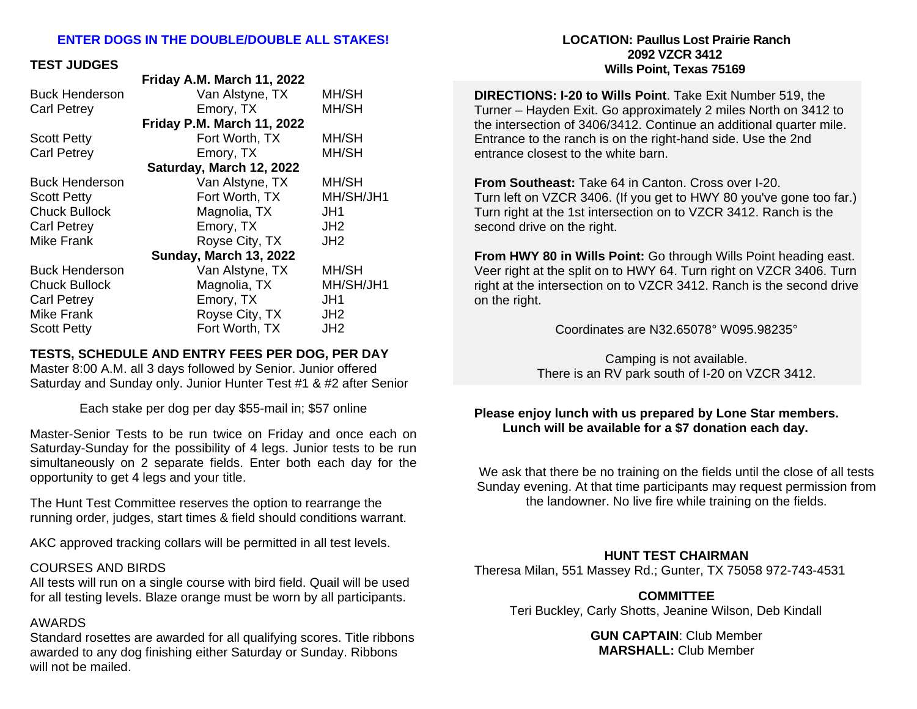**ENTER DOGS IN THE DOUBLE/DOUBLE ALL STAKES!**

## TEST JUDGES

| | | |
|---|---|---|
| **Friday A.M. March 11, 2022** | | |
| Buck Henderson | Van Alstyne, TX | MH/SH |
| Carl Petrey | Emory, TX | MH/SH |
| **Friday P.M. March 11, 2022** | | |
| Scott Petty | Fort Worth, TX | MH/SH |
| Carl Petrey | Emory, TX | MH/SH |
| **Saturday, March 12, 2022** | | |
| Buck Henderson | Van Alstyne, TX | MH/SH |
| Scott Petty | Fort Worth, TX | MH/SH/JH1 |
| Chuck Bullock | Magnolia, TX | JH1 |
| Carl Petrey | Emory, TX | JH2 |
| Mike Frank | Royse City, TX | JH2 |
| **Sunday, March 13, 2022** | | |
| Buck Henderson | Van Alstyne, TX | MH/SH |
| Chuck Bullock | Magnolia, TX | MH/SH/JH1 |
| Carl Petrey | Emory, TX | JH1 |
| Mike Frank | Royse City, TX | JH2 |
| Scott Petty | Fort Worth, TX | JH2 |

## TESTS, SCHEDULE AND ENTRY FEES PER DOG, PER DAY

Master 8:00 A.M. all 3 days followed by Senior. Junior offered Saturday and Sunday only. Junior Hunter Test #1 & #2 after Senior

Each stake per dog per day $55-mail in; $57 online

Master-Senior Tests to be run twice on Friday and once each on Saturday-Sunday for the possibility of 4 legs. Junior tests to be run simultaneously on 2 separate fields. Enter both each day for the opportunity to get 4 legs and your title.

The Hunt Test Committee reserves the option to rearrange the running order, judges, start times & field should conditions warrant.

AKC approved tracking collars will be permitted in all test levels.

COURSES AND BIRDS

All tests will run on a single course with bird field. Quail will be used for all testing levels. Blaze orange must be worn by all participants.

AWARDS

Standard rosettes are awarded for all qualifying scores. Title ribbons awarded to any dog finishing either Saturday or Sunday. Ribbons will not be mailed.

**LOCATION: Paullus Lost Prairie Ranch**
**2092 VZCR 3412**
**Wills Point, Texas 75169**

**DIRECTIONS: I-20 to Wills Point**. Take Exit Number 519, the Turner – Hayden Exit. Go approximately 2 miles North on 3412 to the intersection of 3406/3412. Continue an additional quarter mile. Entrance to the ranch is on the right-hand side. Use the 2nd entrance closest to the white barn.

**From Southeast:** Take 64 in Canton. Cross over I-20. Turn left on VZCR 3406. (If you get to HWY 80 you've gone too far.) Turn right at the 1st intersection on to VZCR 3412. Ranch is the second drive on the right.

**From HWY 80 in Wills Point:** Go through Wills Point heading east. Veer right at the split on to HWY 64. Turn right on VZCR 3406. Turn right at the intersection on to VZCR 3412. Ranch is the second drive on the right.

Coordinates are N32.65078° W095.98235°

Camping is not available.
There is an RV park south of I-20 on VZCR 3412.

**Please enjoy lunch with us prepared by Lone Star members. Lunch will be available for a $7 donation each day.**

We ask that there be no training on the fields until the close of all tests Sunday evening. At that time participants may request permission from the landowner. No live fire while training on the fields.

**HUNT TEST CHAIRMAN**
Theresa Milan, 551 Massey Rd.; Gunter, TX 75058 972-743-4531

**COMMITTEE**
Teri Buckley, Carly Shotts, Jeanine Wilson, Deb Kindall

**GUN CAPTAIN**: Club Member
**MARSHALL:** Club Member